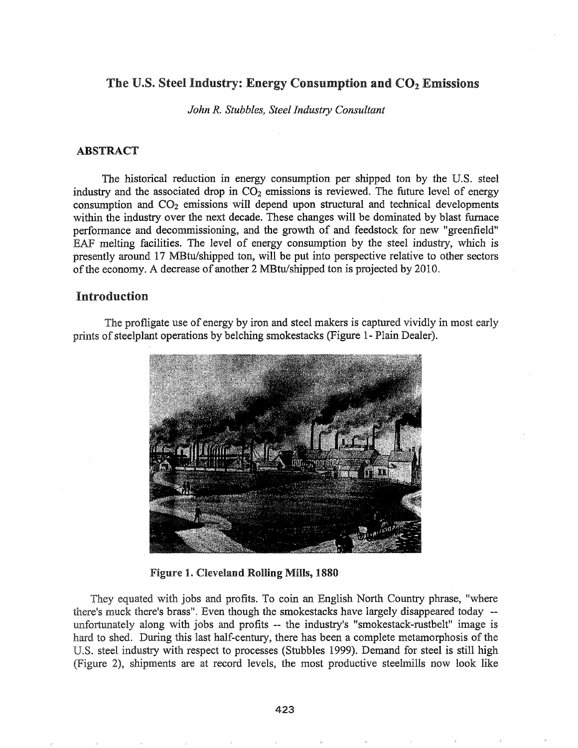# The U.S. Steel Industry: Energy Consumption and $CO_2$ Emissions

*John R. Stubbles, Steel Industry Consultant*

## ABSTRACT

The historical reduction in energy consumption per shipped ton by the U.S. steel industry and the associated drop in $CO_2$ emissions is reviewed. The future level of energy consumption and $CO_2$ emissions will depend upon structural and technical developments within the industry over the next decade. These changes will be dominated by blast furnace performance and decommissioning, and the growth of and feedstock for new "greenfield" EAF melting facilities. The level of energy consumption by the steel industry, which is presently around 17 MBtu/shipped ton, will be put into perspective relative to other sectors of the economy. A decrease of another 2 MBtu/shipped ton is projected by 2010.

## Introduction

The profligate use of energy by iron and steel makers is captured vividly in most early prints of steelplant operations by belching smokestacks (Figure 1- Plain Dealer).

**Figure 1. Cleveland Rolling Mills, 1880**

They equated with jobs and profits. To coin an English North Country phrase, "where there's muck there's brass". Even though the smokestacks have largely disappeared today -- unfortunately along with jobs and profits -- the industry's "smokestack-rustbelt" image is hard to shed. During this last half-century, there has been a complete metamorphosis of the U.S. steel industry with respect to processes (Stubbles 1999). Demand for steel is still high (Figure 2), shipments are at record levels, the most productive steelmills now look like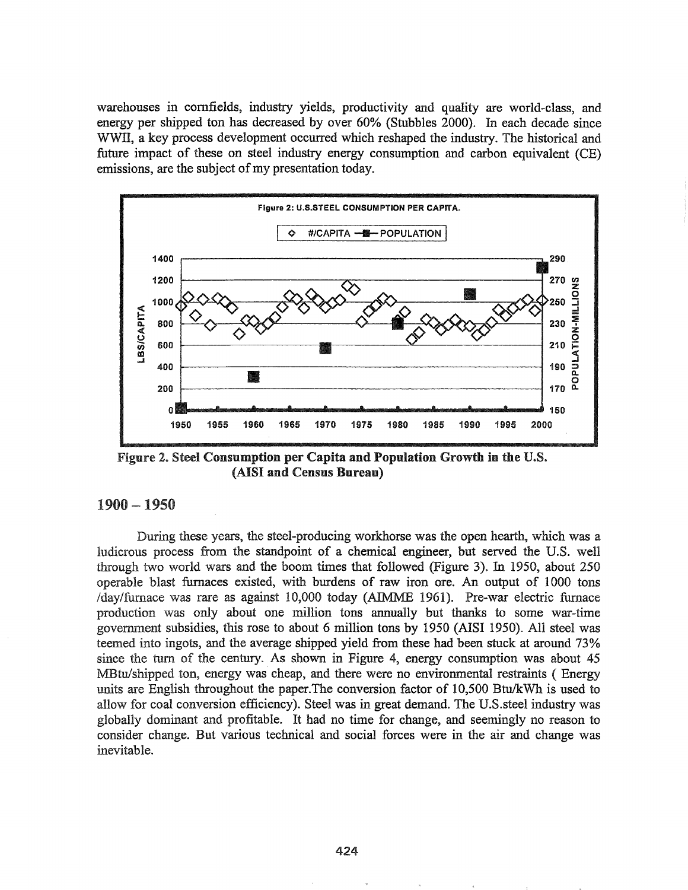warehouses in cornfields, industry yields, productivity and quality are world-class, and energy per shipped ton has decreased by over 60% (Stubbles 2000). In each decade since WWII, a key process development occurred which reshaped the industry. The historical and future impact of these on steel industry energy consumption and carbon equivalent (CE) emissions, are the subject of my presentation today.

Figure 2. Steel Consumption per Capita and Population Growth in the U.S. (AISI and Census Bureau)

## 1900 – 1950

During these years, the steel-producing workhorse was the open hearth, which was a ludicrous process from the standpoint of a chemical engineer, but served the U.S. well through two world wars and the boom times that followed (Figure 3). In 1950, about 250 operable blast furnaces existed, with burdens of raw iron ore. An output of 1000 tons /day/furnace was rare as against 10,000 today (AIMME 1961). Pre-war electric furnace production was only about one million tons annually but thanks to some war-time government subsidies, this rose to about 6 million tons by 1950 (AISI 1950). All steel was teemed into ingots, and the average shipped yield from these had been stuck at around 73% since the turn of the century. As shown in Figure 4, energy consumption was about 45 MBtu/shipped ton, energy was cheap, and there were no environmental restraints ( Energy units are English throughout the paper.The conversion factor of 10,500 Btu/kWh is used to allow for coal conversion efficiency). Steel was in great demand. The U.S.steel industry was globally dominant and profitable. It had no time for change, and seemingly no reason to consider change. But various technical and social forces were in the air and change was inevitable.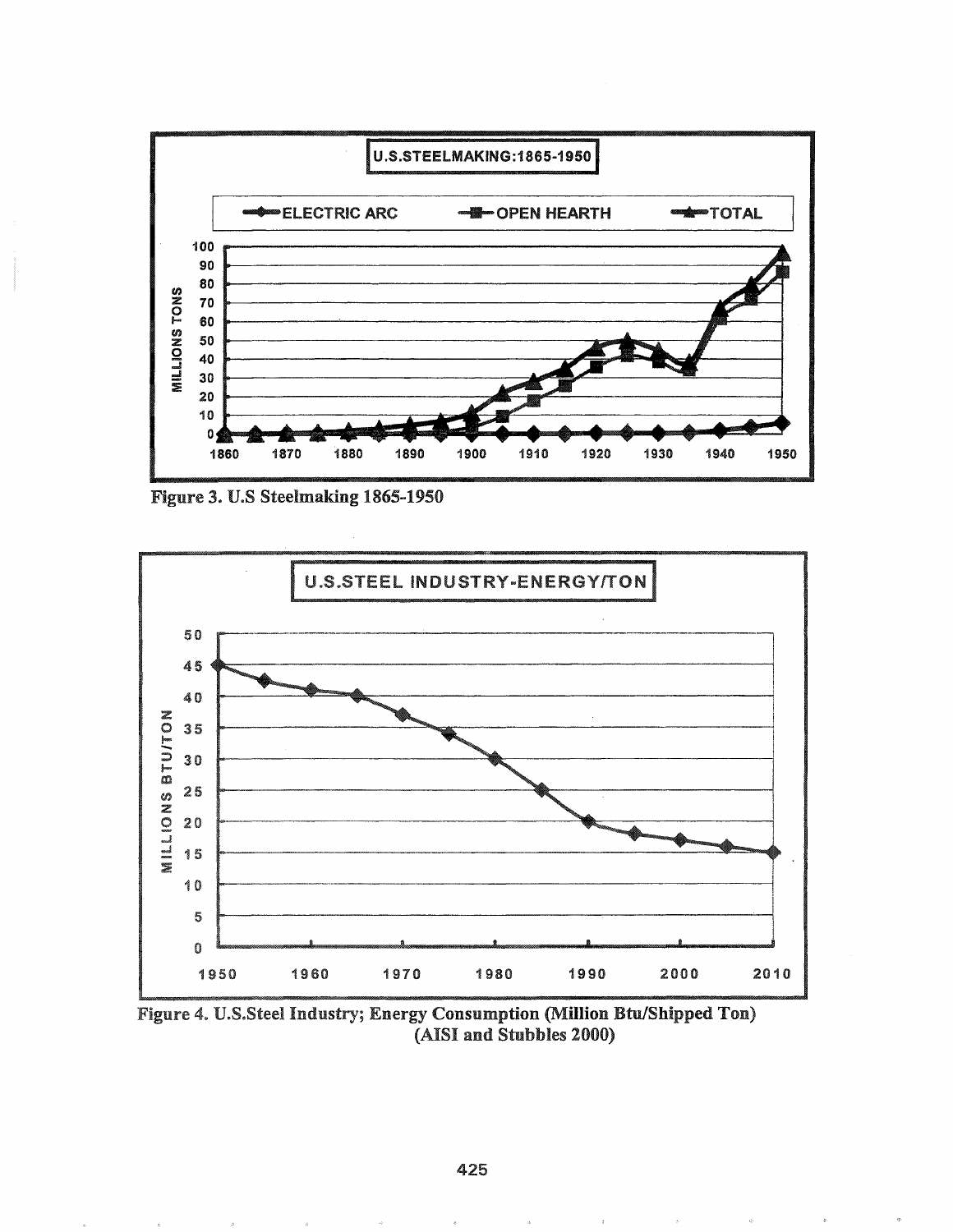Figure 3. U.S Steelmaking 1865-1950

Figure 4. U.S.Steel Industry; Energy Consumption (Million Btu/Shipped Ton) (AISI and Stubbles 2000)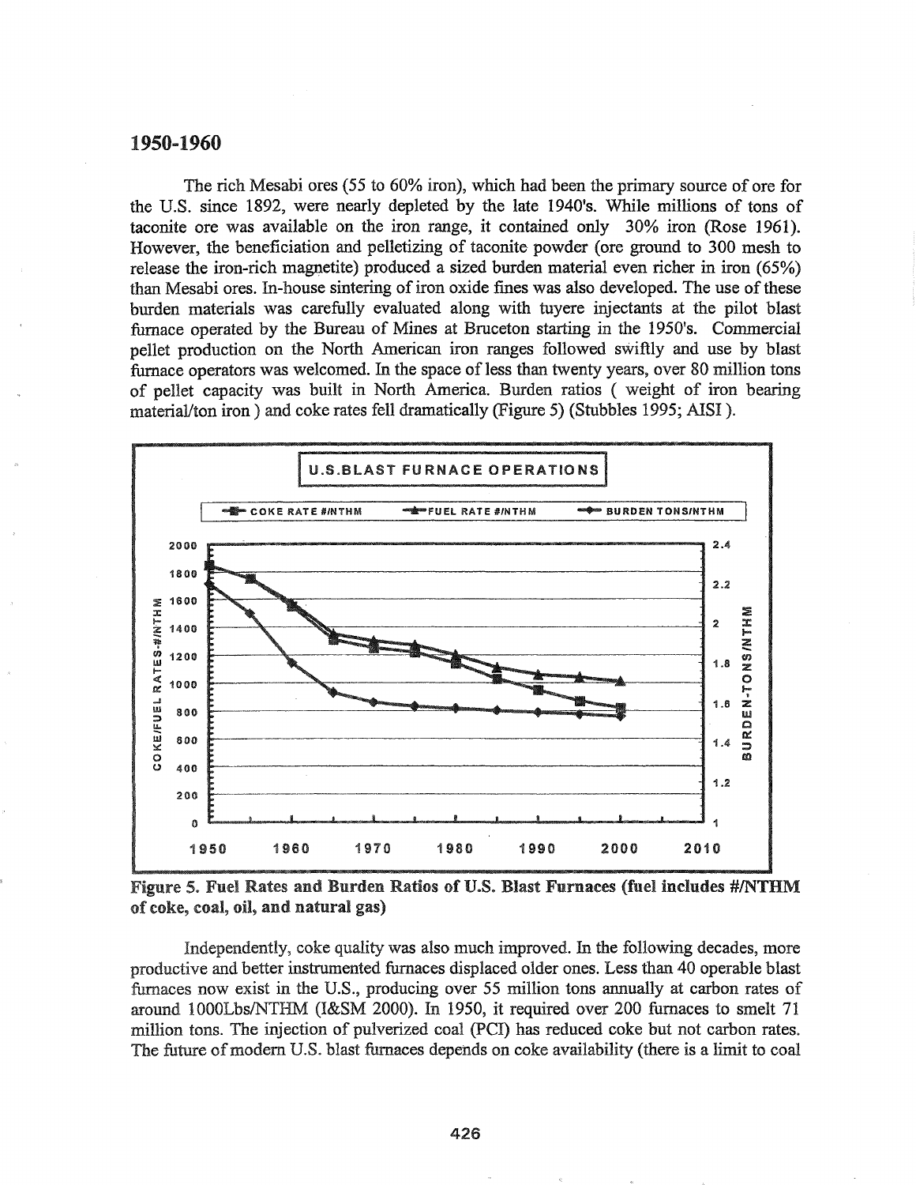## 1950-1960

The rich Mesabi ores (55 to 60% iron), which had been the primary source of ore for the U.S. since 1892, were nearly depleted by the late 1940's. While millions of tons of taconite ore was available on the iron range, it contained only 30% iron (Rose 1961). However, the beneficiation and pelletizing of taconite powder (ore ground to 300 mesh to release the iron-rich magnetite) produced a sized burden material even richer in iron (65%) than Mesabi ores. In-house sintering of iron oxide fines was also developed. The use of these burden materials was carefully evaluated along with tuyere injectants at the pilot blast furnace operated by the Bureau of Mines at Bruceton starting in the 1950's. Commercial pellet production on the North American iron ranges followed swiftly and use by blast furnace operators was welcomed. In the space of less than twenty years, over 80 million tons of pellet capacity was built in North America. Burden ratios ( weight of iron bearing material/ton iron ) and coke rates fell dramatically (Figure 5) (Stubbles 1995; AISI ).

**Figure 5. Fuel Rates and Burden Ratios of U.S. Blast Furnaces (fuel includes #/NTHM of coke, coal, oil, and natural gas)**

Independently, coke quality was also much improved. In the following decades, more productive and better instrumented furnaces displaced older ones. Less than 40 operable blast furnaces now exist in the U.S., producing over 55 million tons annually at carbon rates of around 1000Lbs/NTHM (I&SM 2000). In 1950, it required over 200 furnaces to smelt 71 million tons. The injection of pulverized coal (PCI) has reduced coke but not carbon rates. The future of modern U.S. blast furnaces depends on coke availability (there is a limit to coal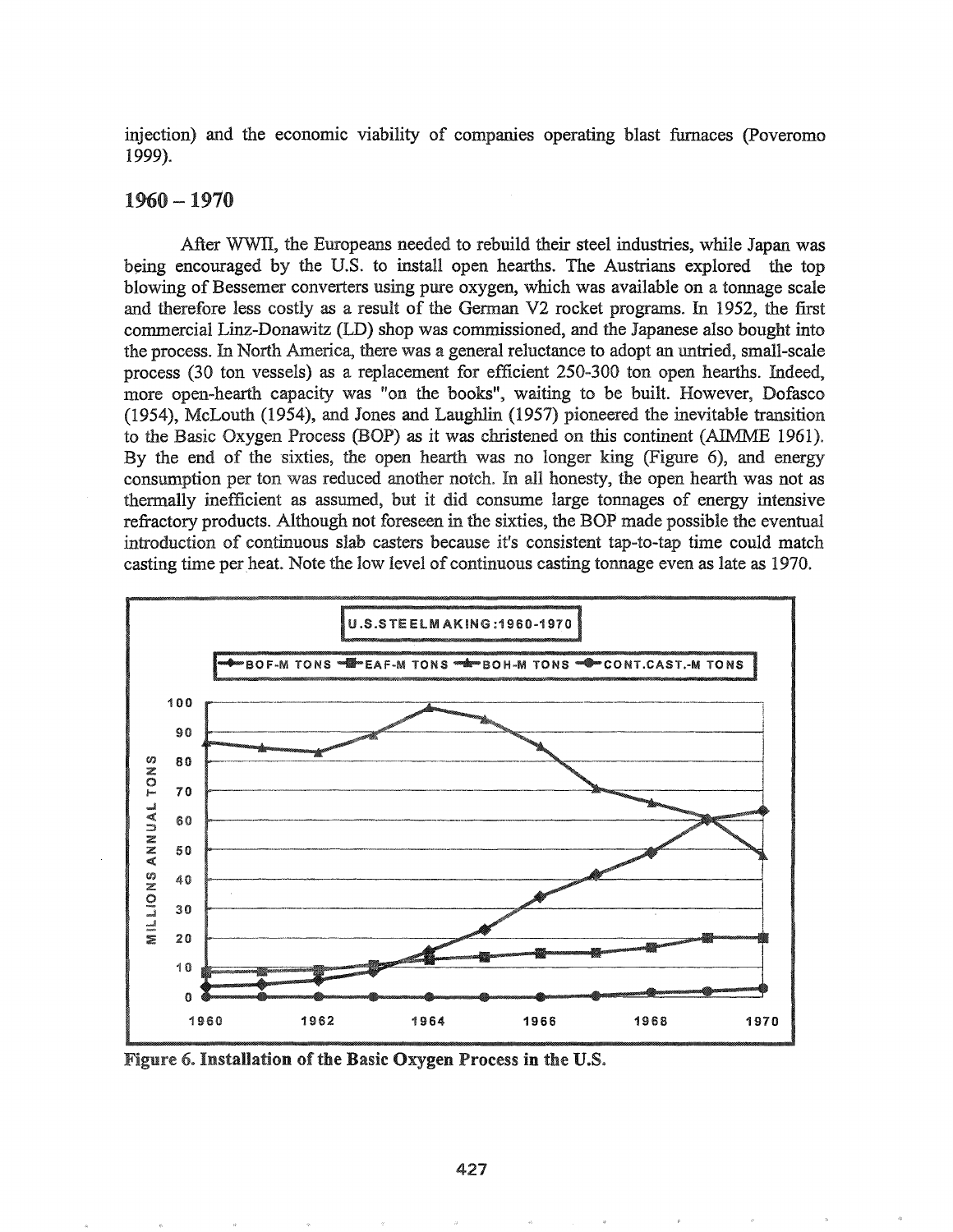injection) and the economic viability of companies operating blast furnaces (Poveromo 1999).

## 1960 – 1970

After WWII, the Europeans needed to rebuild their steel industries, while Japan was being encouraged by the U.S. to install open hearths. The Austrians explored the top blowing of Bessemer converters using pure oxygen, which was available on a tonnage scale and therefore less costly as a result of the German V2 rocket programs. In 1952, the first commercial Linz-Donawitz (LD) shop was commissioned, and the Japanese also bought into the process. In North America, there was a general reluctance to adopt an untried, small-scale process (30 ton vessels) as a replacement for efficient 250-300 ton open hearths. Indeed, more open-hearth capacity was "on the books", waiting to be built. However, Dofasco (1954), McLouth (1954), and Jones and Laughlin (1957) pioneered the inevitable transition to the Basic Oxygen Process (BOP) as it was christened on this continent (AIMME 1961). By the end of the sixties, the open hearth was no longer king (Figure 6), and energy consumption per ton was reduced another notch. In all honesty, the open hearth was not as thermally inefficient as assumed, but it did consume large tonnages of energy intensive refractory products. Although not foreseen in the sixties, the BOP made possible the eventual introduction of continuous slab casters because it's consistent tap-to-tap time could match casting time per heat. Note the low level of continuous casting tonnage even as late as 1970.

Figure 6. Installation of the Basic Oxygen Process in the U.S.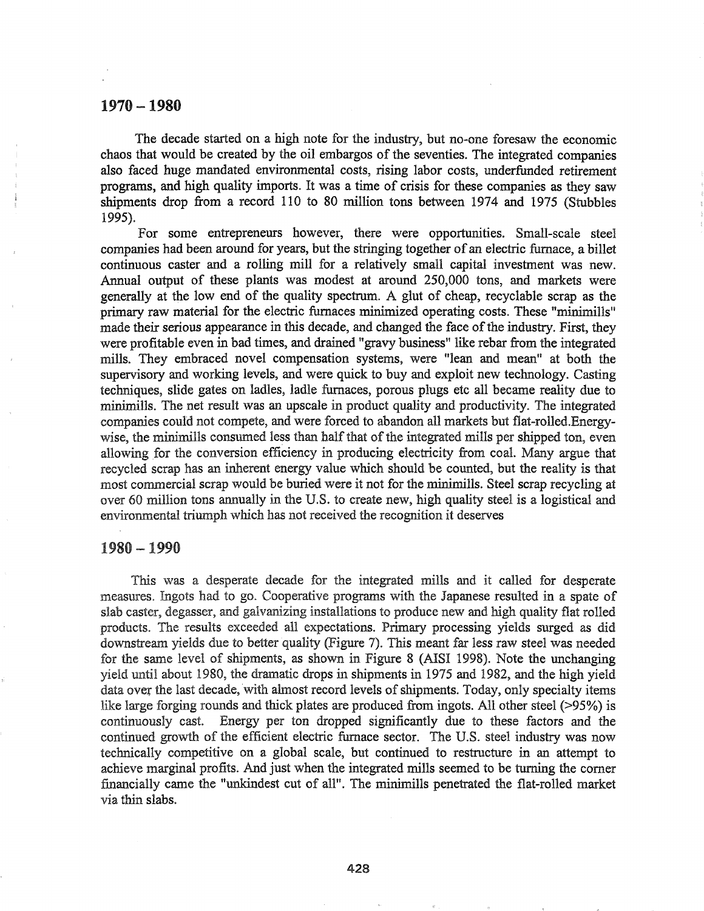## 1970 – 1980

The decade started on a high note for the industry, but no-one foresaw the economic chaos that would be created by the oil embargos of the seventies. The integrated companies also faced huge mandated environmental costs, rising labor costs, underfunded retirement programs, and high quality imports. It was a time of crisis for these companies as they saw shipments drop from a record 110 to 80 million tons between 1974 and 1975 (Stubbles 1995).

For some entrepreneurs however, there were opportunities. Small-scale steel companies had been around for years, but the stringing together of an electric furnace, a billet continuous caster and a rolling mill for a relatively small capital investment was new. Annual output of these plants was modest at around 250,000 tons, and markets were generally at the low end of the quality spectrum. A glut of cheap, recyclable scrap as the primary raw material for the electric furnaces minimized operating costs. These "minimills" made their serious appearance in this decade, and changed the face of the industry. First, they were profitable even in bad times, and drained "gravy business" like rebar from the integrated mills. They embraced novel compensation systems, were "lean and mean" at both the supervisory and working levels, and were quick to buy and exploit new technology. Casting techniques, slide gates on ladles, ladle furnaces, porous plugs etc all became reality due to minimills. The net result was an upscale in product quality and productivity. The integrated companies could not compete, and were forced to abandon all markets but flat-rolled.Energy-wise, the minimills consumed less than half that of the integrated mills per shipped ton, even allowing for the conversion efficiency in producing electricity from coal. Many argue that recycled scrap has an inherent energy value which should be counted, but the reality is that most commercial scrap would be buried were it not for the minimills. Steel scrap recycling at over 60 million tons annually in the U.S. to create new, high quality steel is a logistical and environmental triumph which has not received the recognition it deserves

## 1980 – 1990

This was a desperate decade for the integrated mills and it called for desperate measures. Ingots had to go. Cooperative programs with the Japanese resulted in a spate of slab caster, degasser, and galvanizing installations to produce new and high quality flat rolled products. The results exceeded all expectations. Primary processing yields surged as did downstream yields due to better quality (Figure 7). This meant far less raw steel was needed for the same level of shipments, as shown in Figure 8 (AISI 1998). Note the unchanging yield until about 1980, the dramatic drops in shipments in 1975 and 1982, and the high yield data over the last decade, with almost record levels of shipments. Today, only specialty items like large forging rounds and thick plates are produced from ingots. All other steel (>95%) is continuously cast. Energy per ton dropped significantly due to these factors and the continued growth of the efficient electric furnace sector. The U.S. steel industry was now technically competitive on a global scale, but continued to restructure in an attempt to achieve marginal profits. And just when the integrated mills seemed to be turning the corner financially came the "unkindest cut of all". The minimills penetrated the flat-rolled market via thin slabs.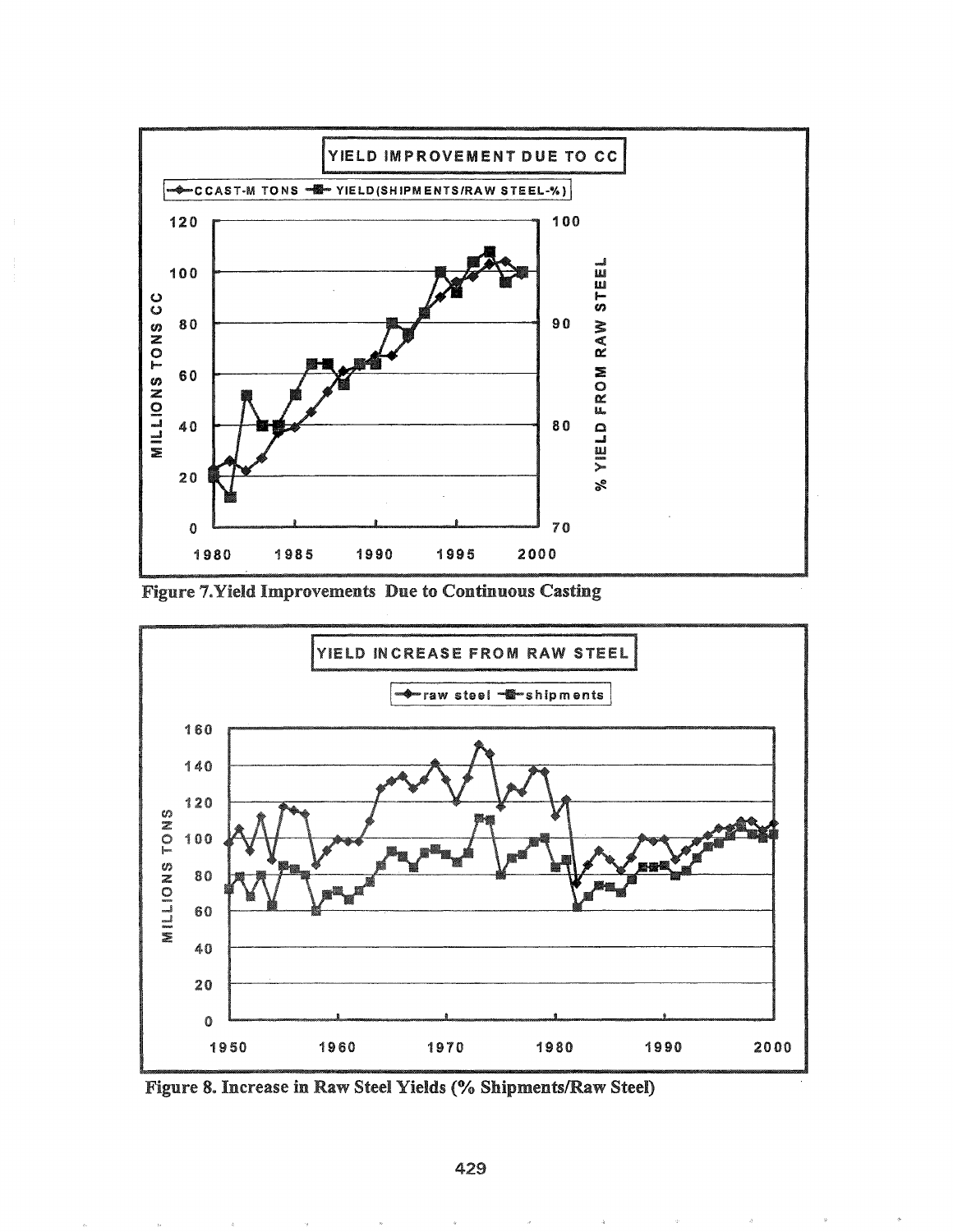Figure 7.Yield Improvements Due to Continuous Casting

Figure 8. Increase in Raw Steel Yields (% Shipments/Raw Steel)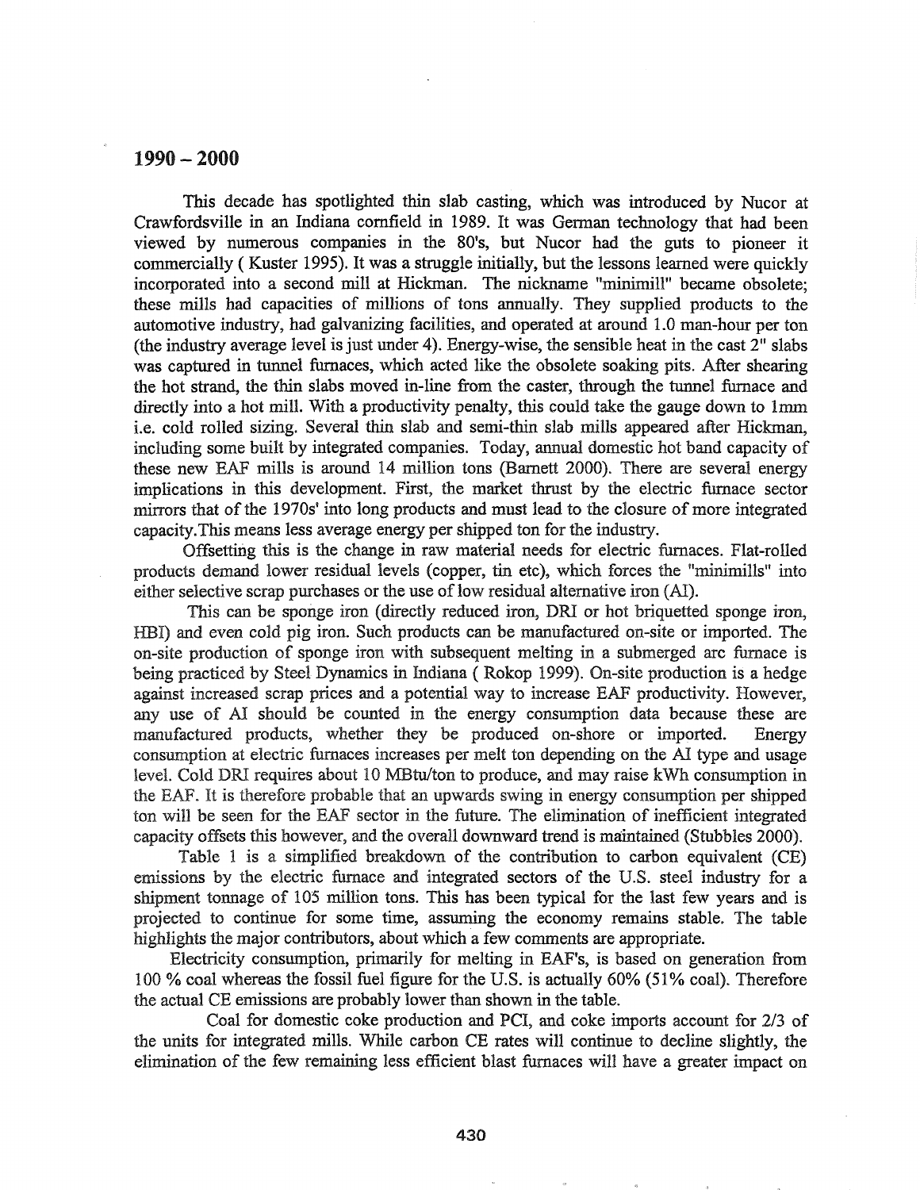## 1990 – 2000

This decade has spotlighted thin slab casting, which was introduced by Nucor at Crawfordsville in an Indiana cornfield in 1989. It was German technology that had been viewed by numerous companies in the 80's, but Nucor had the guts to pioneer it commercially ( Kuster 1995). It was a struggle initially, but the lessons learned were quickly incorporated into a second mill at Hickman. The nickname "minimill" became obsolete; these mills had capacities of millions of tons annually. They supplied products to the automotive industry, had galvanizing facilities, and operated at around 1.0 man-hour per ton (the industry average level is just under 4). Energy-wise, the sensible heat in the cast 2" slabs was captured in tunnel furnaces, which acted like the obsolete soaking pits. After shearing the hot strand, the thin slabs moved in-line from the caster, through the tunnel furnace and directly into a hot mill. With a productivity penalty, this could take the gauge down to 1mm i.e. cold rolled sizing. Several thin slab and semi-thin slab mills appeared after Hickman, including some built by integrated companies. Today, annual domestic hot band capacity of these new EAF mills is around 14 million tons (Barnett 2000). There are several energy implications in this development. First, the market thrust by the electric furnace sector mirrors that of the 1970s' into long products and must lead to the closure of more integrated capacity.This means less average energy per shipped ton for the industry.

Offsetting this is the change in raw material needs for electric furnaces. Flat-rolled products demand lower residual levels (copper, tin etc), which forces the "minimills" into either selective scrap purchases or the use of low residual alternative iron (AI).

This can be sponge iron (directly reduced iron, DRI or hot briquetted sponge iron, HBI) and even cold pig iron. Such products can be manufactured on-site or imported. The on-site production of sponge iron with subsequent melting in a submerged arc furnace is being practiced by Steel Dynamics in Indiana ( Rokop 1999). On-site production is a hedge against increased scrap prices and a potential way to increase EAF productivity. However, any use of AI should be counted in the energy consumption data because these are manufactured products, whether they be produced on-shore or imported. Energy consumption at electric furnaces increases per melt ton depending on the AI type and usage level. Cold DRI requires about 10 MBtu/ton to produce, and may raise kWh consumption in the EAF. It is therefore probable that an upwards swing in energy consumption per shipped ton will be seen for the EAF sector in the future. The elimination of inefficient integrated capacity offsets this however, and the overall downward trend is maintained (Stubbles 2000).

Table 1 is a simplified breakdown of the contribution to carbon equivalent (CE) emissions by the electric furnace and integrated sectors of the U.S. steel industry for a shipment tonnage of 105 million tons. This has been typical for the last few years and is projected to continue for some time, assuming the economy remains stable. The table highlights the major contributors, about which a few comments are appropriate.

Electricity consumption, primarily for melting in EAF's, is based on generation from 100 % coal whereas the fossil fuel figure for the U.S. is actually 60% (51% coal). Therefore the actual CE emissions are probably lower than shown in the table.

Coal for domestic coke production and PCI, and coke imports account for 2/3 of the units for integrated mills. While carbon CE rates will continue to decline slightly, the elimination of the few remaining less efficient blast furnaces will have a greater impact on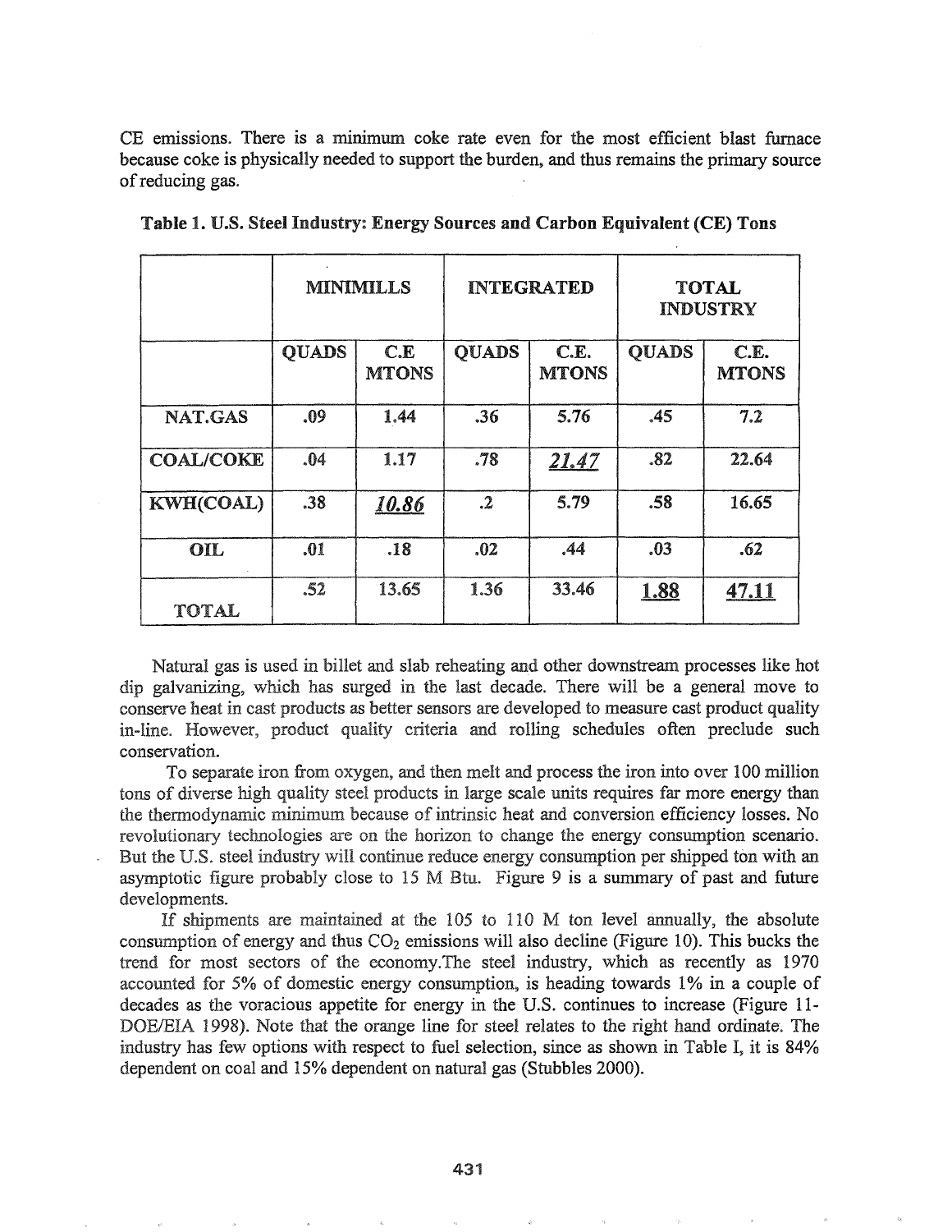CE emissions. There is a minimum coke rate even for the most efficient blast furnace because coke is physically needed to support the burden, and thus remains the primary source of reducing gas.

**Table 1. U.S. Steel Industry: Energy Sources and Carbon Equivalent (CE) Tons**

| | MINIMILLS | | INTEGRATED | | TOTAL INDUSTRY | |
|---|---|---|---|---|---|---|
| | QUADS | C.E MTONS | QUADS | C.E. MTONS | QUADS | C.E. MTONS |
| NAT.GAS | .09 | 1.44 | .36 | 5.76 | .45 | 7.2 |
| COAL/COKE | .04 | 1.17 | .78 | <u>*21.47*</u> | .82 | 22.64 |
| KWH(COAL) | .38 | <u>*10.86*</u> | .2 | 5.79 | .58 | 16.65 |
| OIL | .01 | .18 | .02 | .44 | .03 | .62 |
| TOTAL | .52 | 13.65 | 1.36 | 33.46 | <u>**1.88**</u> | <u>**47.11**</u> |

Natural gas is used in billet and slab reheating and other downstream processes like hot dip galvanizing, which has surged in the last decade. There will be a general move to conserve heat in cast products as better sensors are developed to measure cast product quality in-line. However, product quality criteria and rolling schedules often preclude such conservation.

To separate iron from oxygen, and then melt and process the iron into over 100 million tons of diverse high quality steel products in large scale units requires far more energy than the thermodynamic minimum because of intrinsic heat and conversion efficiency losses. No revolutionary technologies are on the horizon to change the energy consumption scenario. But the U.S. steel industry will continue reduce energy consumption per shipped ton with an asymptotic figure probably close to 15 M Btu. Figure 9 is a summary of past and future developments.

If shipments are maintained at the 105 to 110 M ton level annually, the absolute consumption of energy and thus $CO_2$ emissions will also decline (Figure 10). This bucks the trend for most sectors of the economy.The steel industry, which as recently as 1970 accounted for 5% of domestic energy consumption, is heading towards 1% in a couple of decades as the voracious appetite for energy in the U.S. continues to increase (Figure 11-DOE/EIA 1998). Note that the orange line for steel relates to the right hand ordinate. The industry has few options with respect to fuel selection, since as shown in Table I, it is 84% dependent on coal and 15% dependent on natural gas (Stubbles 2000).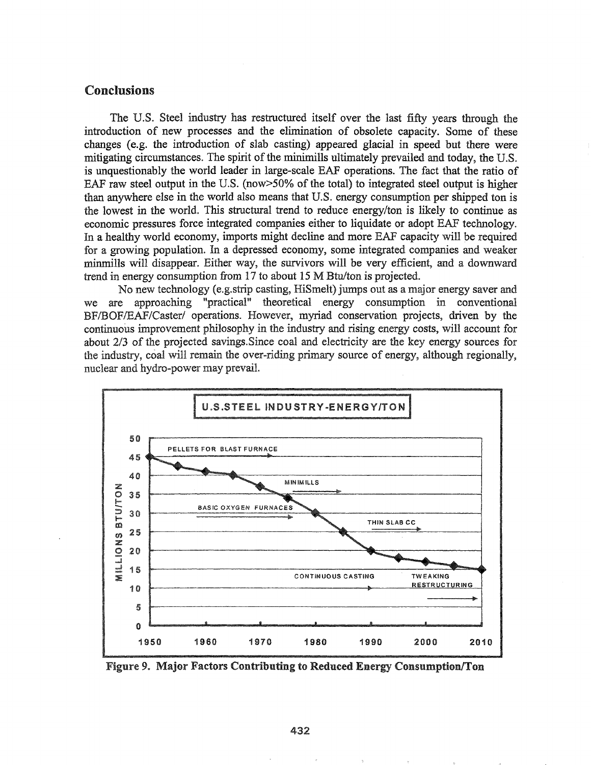## Conclusions

The U.S. Steel industry has restructured itself over the last fifty years through the introduction of new processes and the elimination of obsolete capacity. Some of these changes (e.g. the introduction of slab casting) appeared glacial in speed but there were mitigating circumstances. The spirit of the minimills ultimately prevailed and today, the U.S. is unquestionably the world leader in large-scale EAF operations. The fact that the ratio of EAF raw steel output in the U.S. (now>50% of the total) to integrated steel output is higher than anywhere else in the world also means that U.S. energy consumption per shipped ton is the lowest in the world. This structural trend to reduce energy/ton is likely to continue as economic pressures force integrated companies either to liquidate or adopt EAF technology. In a healthy world economy, imports might decline and more EAF capacity will be required for a growing population. In a depressed economy, some integrated companies and weaker minmills will disappear. Either way, the survivors will be very efficient, and a downward trend in energy consumption from 17 to about 15 M Btu/ton is projected.

No new technology (e.g.strip casting, HiSmelt) jumps out as a major energy saver and we are approaching "practical" theoretical energy consumption in conventional BF/BOF/EAF/Caster/ operations. However, myriad conservation projects, driven by the continuous improvement philosophy in the industry and rising energy costs, will account for about 2/3 of the projected savings.Since coal and electricity are the key energy sources for the industry, coal will remain the over-riding primary source of energy, although regionally, nuclear and hydro-power may prevail.

Figure 9. Major Factors Contributing to Reduced Energy Consumption/Ton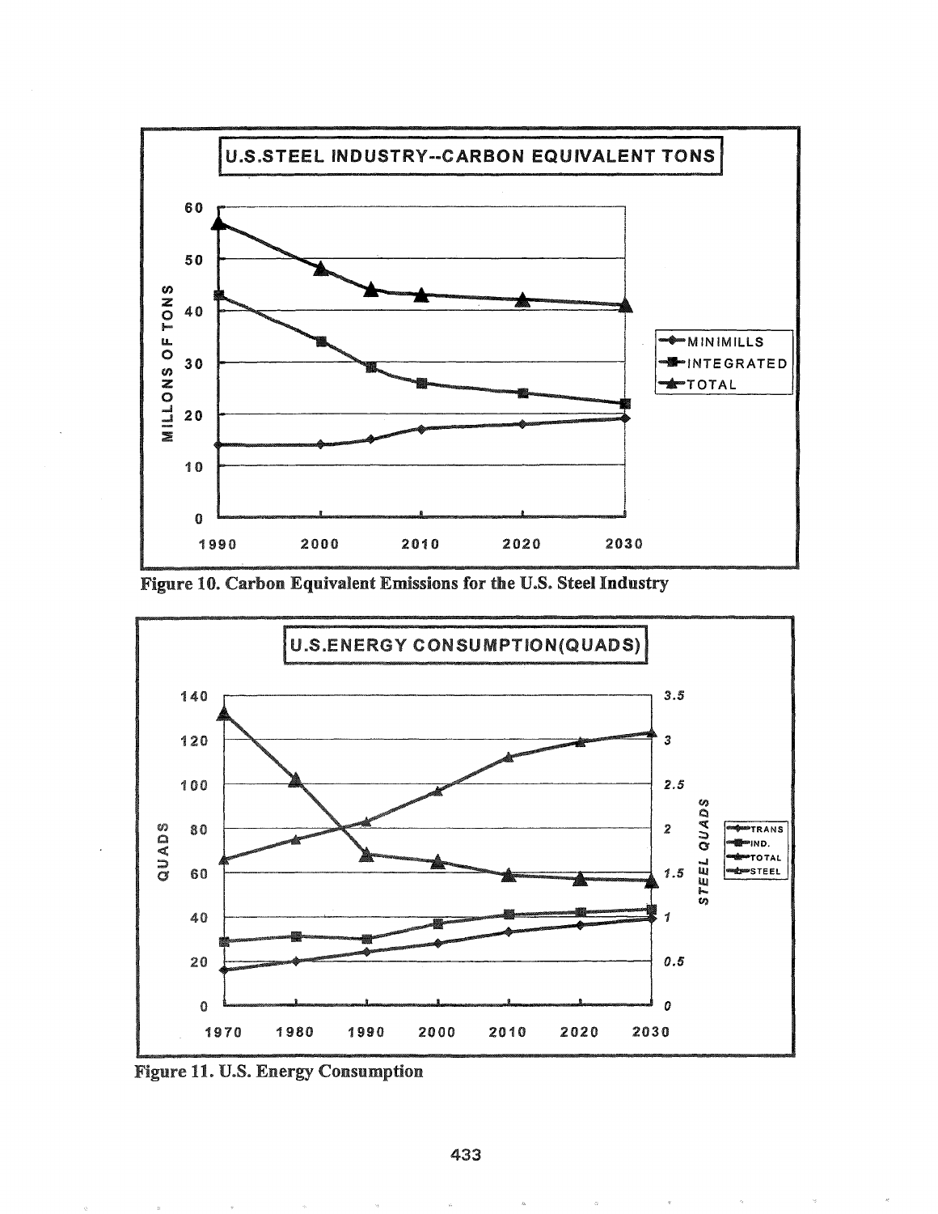Figure 10. Carbon Equivalent Emissions for the U.S. Steel Industry

Figure 11. U.S. Energy Consumption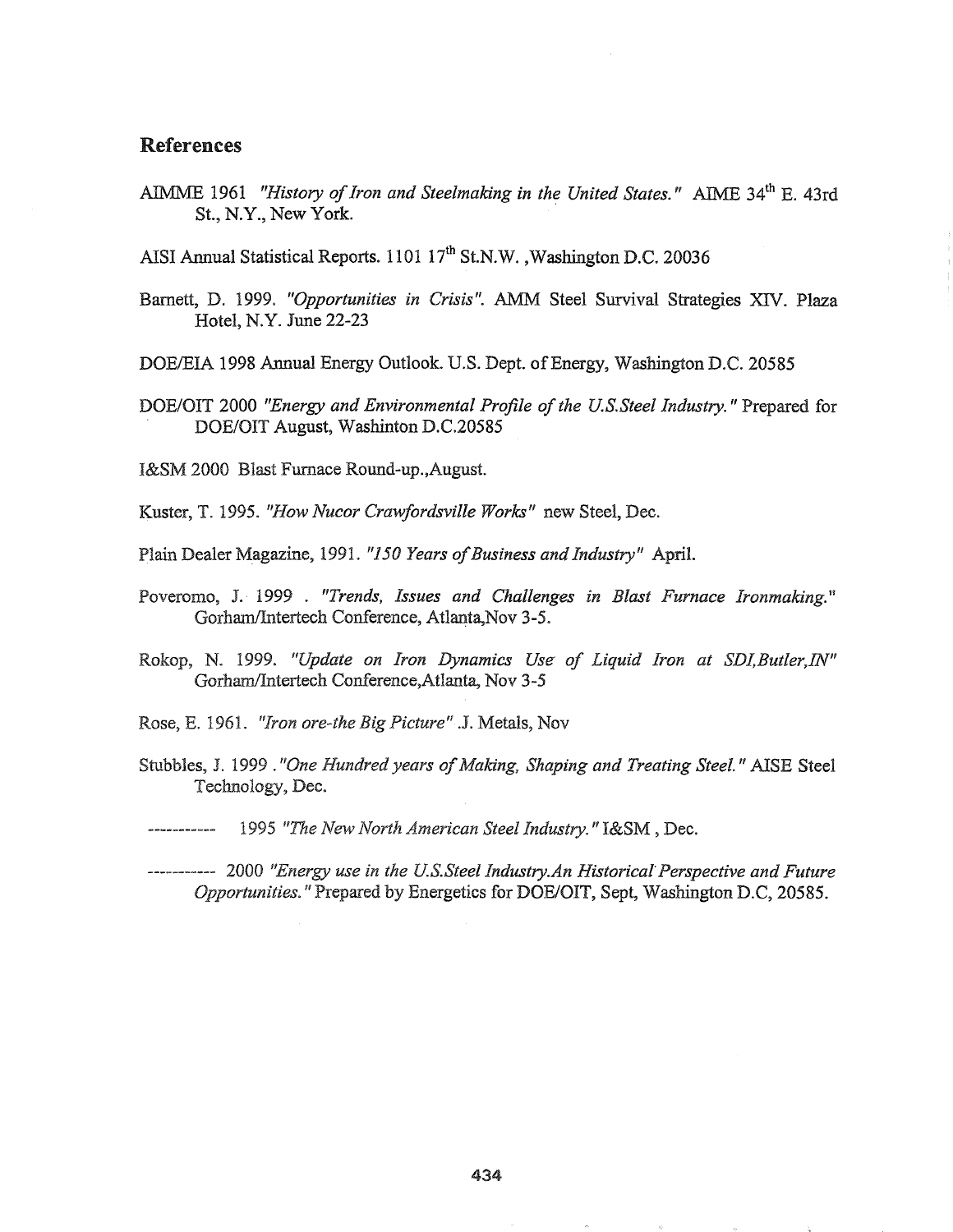## References

AIMME 1961 *"History of Iron and Steelmaking in the United States."* AIME 34th E. 43rd St., N.Y., New York.

AISI Annual Statistical Reports. 1101 17th St.N.W. ,Washington D.C. 20036

Barnett, D. 1999. *"Opportunities in Crisis"*. AMM Steel Survival Strategies XIV. Plaza Hotel, N.Y. June 22-23

DOE/EIA 1998 Annual Energy Outlook. U.S. Dept. of Energy, Washington D.C. 20585

DOE/OIT 2000 *"Energy and Environmental Profile of the U.S.Steel Industry."* Prepared for DOE/OIT August, Washinton D.C.20585

I&SM 2000 Blast Furnace Round-up.,August.

Kuster, T. 1995. *"How Nucor Crawfordsville Works"* new Steel, Dec.

Plain Dealer Magazine, 1991. *"150 Years of Business and Industry"* April.

Poveromo, J. 1999 . *"Trends, Issues and Challenges in Blast Furnace Ironmaking."* Gorham/Intertech Conference, Atlanta,Nov 3-5.

Rokop, N. 1999. *"Update on Iron Dynamics Use of Liquid Iron at SDI,Butler,IN"* Gorham/Intertech Conference,Atlanta, Nov 3-5

Rose, E. 1961. *"Iron ore-the Big Picture"* .J. Metals, Nov

Stubbles, J. 1999 . *"One Hundred years of Making, Shaping and Treating Steel."* AISE Steel Technology, Dec.

----------- 1995 *"The New North American Steel Industry."* I&SM , Dec.

----------- 2000 *"Energy use in the U.S.Steel Industry.An Historical Perspective and Future Opportunities."* Prepared by Energetics for DOE/OIT, Sept, Washington D.C, 20585.